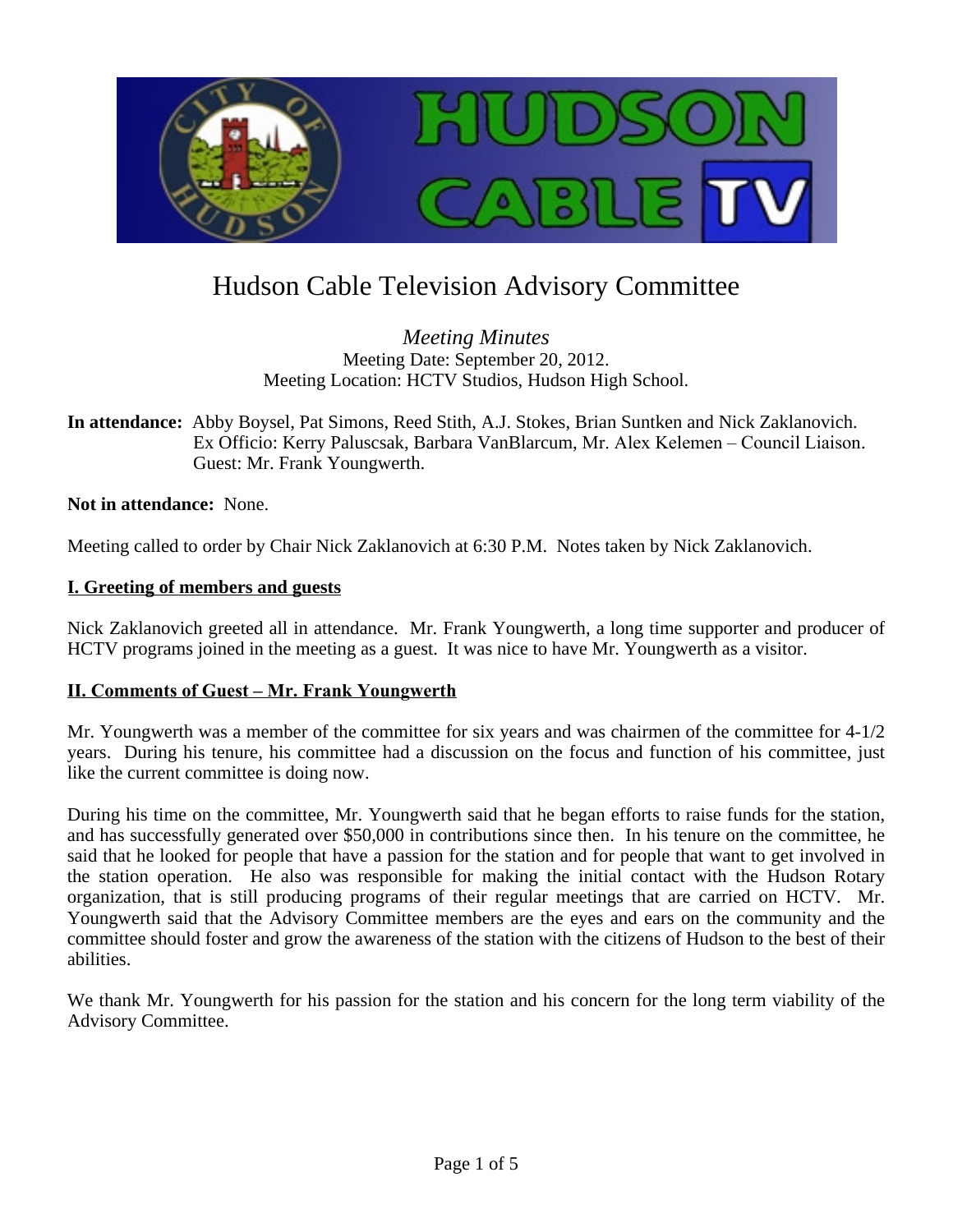# Hudson Cable Television Advisory Committee

*Meeting Minutes*
Meeting Date: September 20, 2012.
Meeting Location: HCTV Studios, Hudson High School.

**In attendance:** Abby Boysel, Pat Simons, Reed Stith, A.J. Stokes, Brian Suntken and Nick Zaklanovich.
Ex Officio: Kerry Paluscsak, Barbara VanBlarcum, Mr. Alex Kelemen – Council Liaison.
Guest: Mr. Frank Youngwerth.

**Not in attendance:** None.

Meeting called to order by Chair Nick Zaklanovich at 6:30 P.M. Notes taken by Nick Zaklanovich.

## I. Greeting of members and guests

Nick Zaklanovich greeted all in attendance. Mr. Frank Youngwerth, a long time supporter and producer of HCTV programs joined in the meeting as a guest. It was nice to have Mr. Youngwerth as a visitor.

## II. Comments of Guest – Mr. Frank Youngwerth

Mr. Youngwerth was a member of the committee for six years and was chairmen of the committee for 4-1/2 years. During his tenure, his committee had a discussion on the focus and function of his committee, just like the current committee is doing now.

During his time on the committee, Mr. Youngwerth said that he began efforts to raise funds for the station, and has successfully generated over $50,000 in contributions since then. In his tenure on the committee, he said that he looked for people that have a passion for the station and for people that want to get involved in the station operation. He also was responsible for making the initial contact with the Hudson Rotary organization, that is still producing programs of their regular meetings that are carried on HCTV. Mr. Youngwerth said that the Advisory Committee members are the eyes and ears on the community and the committee should foster and grow the awareness of the station with the citizens of Hudson to the best of their abilities.

We thank Mr. Youngwerth for his passion for the station and his concern for the long term viability of the Advisory Committee.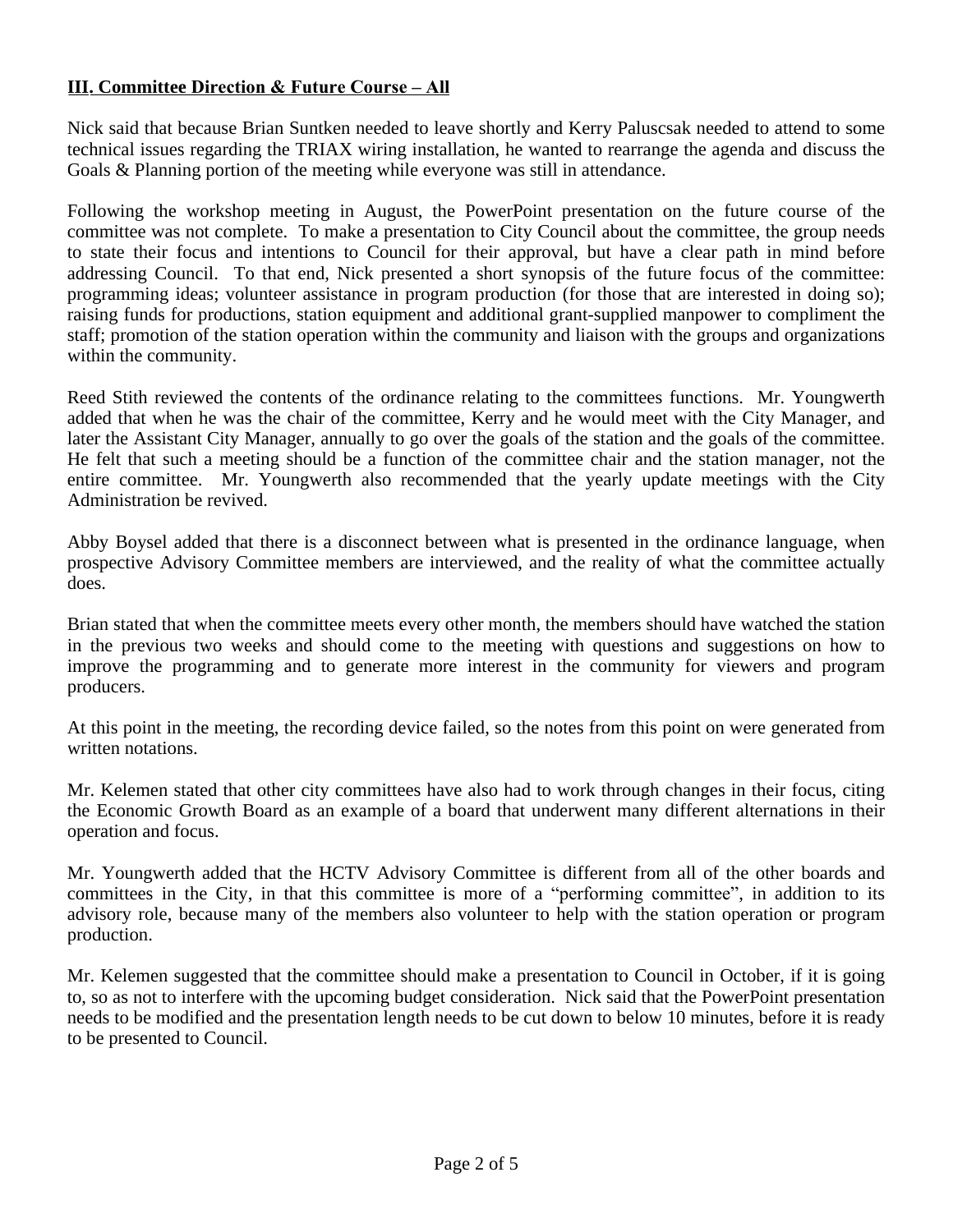## **III. Committee Direction & Future Course – All**

Nick said that because Brian Suntken needed to leave shortly and Kerry Paluscsak needed to attend to some technical issues regarding the TRIAX wiring installation, he wanted to rearrange the agenda and discuss the Goals & Planning portion of the meeting while everyone was still in attendance.

Following the workshop meeting in August, the PowerPoint presentation on the future course of the committee was not complete. To make a presentation to City Council about the committee, the group needs to state their focus and intentions to Council for their approval, but have a clear path in mind before addressing Council. To that end, Nick presented a short synopsis of the future focus of the committee: programming ideas; volunteer assistance in program production (for those that are interested in doing so); raising funds for productions, station equipment and additional grant-supplied manpower to compliment the staff; promotion of the station operation within the community and liaison with the groups and organizations within the community.

Reed Stith reviewed the contents of the ordinance relating to the committees functions. Mr. Youngwerth added that when he was the chair of the committee, Kerry and he would meet with the City Manager, and later the Assistant City Manager, annually to go over the goals of the station and the goals of the committee. He felt that such a meeting should be a function of the committee chair and the station manager, not the entire committee. Mr. Youngwerth also recommended that the yearly update meetings with the City Administration be revived.

Abby Boysel added that there is a disconnect between what is presented in the ordinance language, when prospective Advisory Committee members are interviewed, and the reality of what the committee actually does.

Brian stated that when the committee meets every other month, the members should have watched the station in the previous two weeks and should come to the meeting with questions and suggestions on how to improve the programming and to generate more interest in the community for viewers and program producers.

At this point in the meeting, the recording device failed, so the notes from this point on were generated from written notations.

Mr. Kelemen stated that other city committees have also had to work through changes in their focus, citing the Economic Growth Board as an example of a board that underwent many different alternations in their operation and focus.

Mr. Youngwerth added that the HCTV Advisory Committee is different from all of the other boards and committees in the City, in that this committee is more of a "performing committee", in addition to its advisory role, because many of the members also volunteer to help with the station operation or program production.

Mr. Kelemen suggested that the committee should make a presentation to Council in October, if it is going to, so as not to interfere with the upcoming budget consideration. Nick said that the PowerPoint presentation needs to be modified and the presentation length needs to be cut down to below 10 minutes, before it is ready to be presented to Council.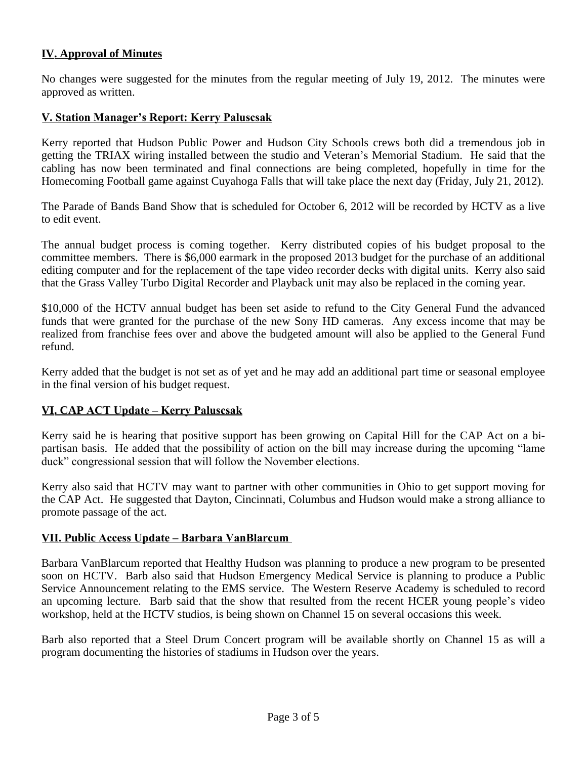## IV. Approval of Minutes

No changes were suggested for the minutes from the regular meeting of July 19, 2012. The minutes were approved as written.

## V. Station Manager's Report: Kerry Paluscsak

Kerry reported that Hudson Public Power and Hudson City Schools crews both did a tremendous job in getting the TRIAX wiring installed between the studio and Veteran's Memorial Stadium. He said that the cabling has now been terminated and final connections are being completed, hopefully in time for the Homecoming Football game against Cuyahoga Falls that will take place the next day (Friday, July 21, 2012).

The Parade of Bands Band Show that is scheduled for October 6, 2012 will be recorded by HCTV as a live to edit event.

The annual budget process is coming together. Kerry distributed copies of his budget proposal to the committee members. There is $6,000 earmark in the proposed 2013 budget for the purchase of an additional editing computer and for the replacement of the tape video recorder decks with digital units. Kerry also said that the Grass Valley Turbo Digital Recorder and Playback unit may also be replaced in the coming year.

$10,000 of the HCTV annual budget has been set aside to refund to the City General Fund the advanced funds that were granted for the purchase of the new Sony HD cameras. Any excess income that may be realized from franchise fees over and above the budgeted amount will also be applied to the General Fund refund.

Kerry added that the budget is not set as of yet and he may add an additional part time or seasonal employee in the final version of his budget request.

## VI. CAP ACT Update – Kerry Paluscsak

Kerry said he is hearing that positive support has been growing on Capital Hill for the CAP Act on a bi-partisan basis. He added that the possibility of action on the bill may increase during the upcoming "lame duck" congressional session that will follow the November elections.

Kerry also said that HCTV may want to partner with other communities in Ohio to get support moving for the CAP Act. He suggested that Dayton, Cincinnati, Columbus and Hudson would make a strong alliance to promote passage of the act.

## VII. Public Access Update – Barbara VanBlarcum

Barbara VanBlarcum reported that Healthy Hudson was planning to produce a new program to be presented soon on HCTV. Barb also said that Hudson Emergency Medical Service is planning to produce a Public Service Announcement relating to the EMS service. The Western Reserve Academy is scheduled to record an upcoming lecture. Barb said that the show that resulted from the recent HCER young people's video workshop, held at the HCTV studios, is being shown on Channel 15 on several occasions this week.

Barb also reported that a Steel Drum Concert program will be available shortly on Channel 15 as will a program documenting the histories of stadiums in Hudson over the years.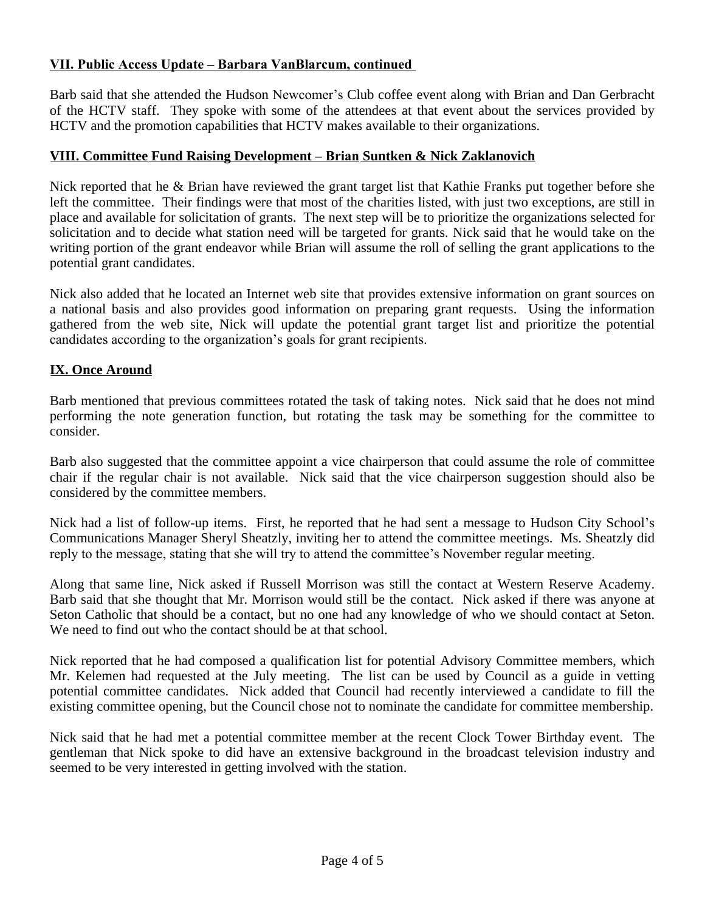### VII. Public Access Update – Barbara VanBlarcum, continued

Barb said that she attended the Hudson Newcomer's Club coffee event along with Brian and Dan Gerbracht of the HCTV staff. They spoke with some of the attendees at that event about the services provided by HCTV and the promotion capabilities that HCTV makes available to their organizations.

### VIII. Committee Fund Raising Development – Brian Suntken & Nick Zaklanovich

Nick reported that he & Brian have reviewed the grant target list that Kathie Franks put together before she left the committee. Their findings were that most of the charities listed, with just two exceptions, are still in place and available for solicitation of grants. The next step will be to prioritize the organizations selected for solicitation and to decide what station need will be targeted for grants. Nick said that he would take on the writing portion of the grant endeavor while Brian will assume the roll of selling the grant applications to the potential grant candidates.

Nick also added that he located an Internet web site that provides extensive information on grant sources on a national basis and also provides good information on preparing grant requests. Using the information gathered from the web site, Nick will update the potential grant target list and prioritize the potential candidates according to the organization's goals for grant recipients.

### IX. Once Around

Barb mentioned that previous committees rotated the task of taking notes. Nick said that he does not mind performing the note generation function, but rotating the task may be something for the committee to consider.

Barb also suggested that the committee appoint a vice chairperson that could assume the role of committee chair if the regular chair is not available. Nick said that the vice chairperson suggestion should also be considered by the committee members.

Nick had a list of follow-up items. First, he reported that he had sent a message to Hudson City School's Communications Manager Sheryl Sheatzly, inviting her to attend the committee meetings. Ms. Sheatzly did reply to the message, stating that she will try to attend the committee's November regular meeting.

Along that same line, Nick asked if Russell Morrison was still the contact at Western Reserve Academy. Barb said that she thought that Mr. Morrison would still be the contact. Nick asked if there was anyone at Seton Catholic that should be a contact, but no one had any knowledge of who we should contact at Seton. We need to find out who the contact should be at that school.

Nick reported that he had composed a qualification list for potential Advisory Committee members, which Mr. Kelemen had requested at the July meeting. The list can be used by Council as a guide in vetting potential committee candidates. Nick added that Council had recently interviewed a candidate to fill the existing committee opening, but the Council chose not to nominate the candidate for committee membership.

Nick said that he had met a potential committee member at the recent Clock Tower Birthday event. The gentleman that Nick spoke to did have an extensive background in the broadcast television industry and seemed to be very interested in getting involved with the station.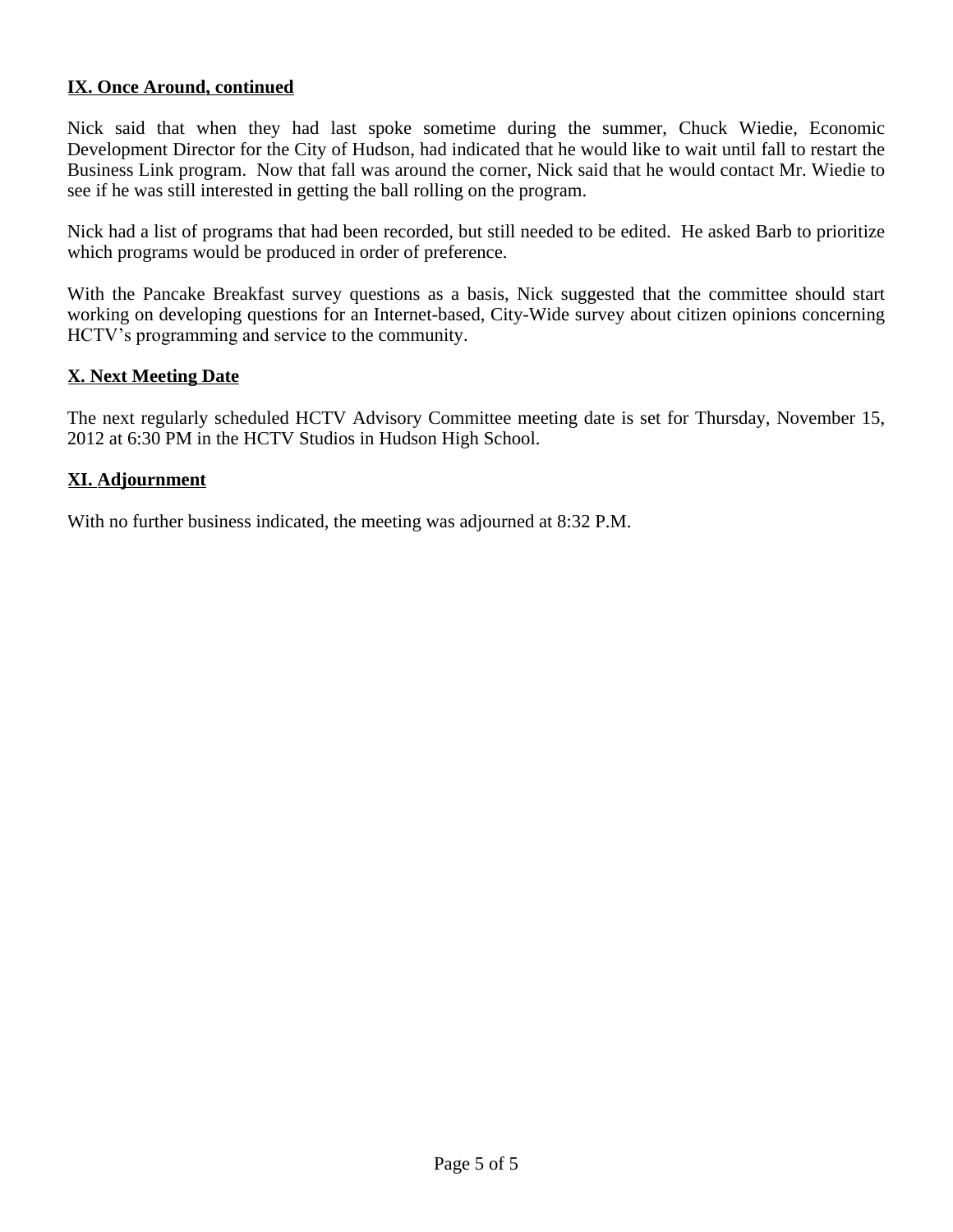## IX. Once Around, continued

Nick said that when they had last spoke sometime during the summer, Chuck Wiedie, Economic Development Director for the City of Hudson, had indicated that he would like to wait until fall to restart the Business Link program. Now that fall was around the corner, Nick said that he would contact Mr. Wiedie to see if he was still interested in getting the ball rolling on the program.

Nick had a list of programs that had been recorded, but still needed to be edited. He asked Barb to prioritize which programs would be produced in order of preference.

With the Pancake Breakfast survey questions as a basis, Nick suggested that the committee should start working on developing questions for an Internet-based, City-Wide survey about citizen opinions concerning HCTV's programming and service to the community.

## X. Next Meeting Date

The next regularly scheduled HCTV Advisory Committee meeting date is set for Thursday, November 15, 2012 at 6:30 PM in the HCTV Studios in Hudson High School.

## XI. Adjournment

With no further business indicated, the meeting was adjourned at 8:32 P.M.